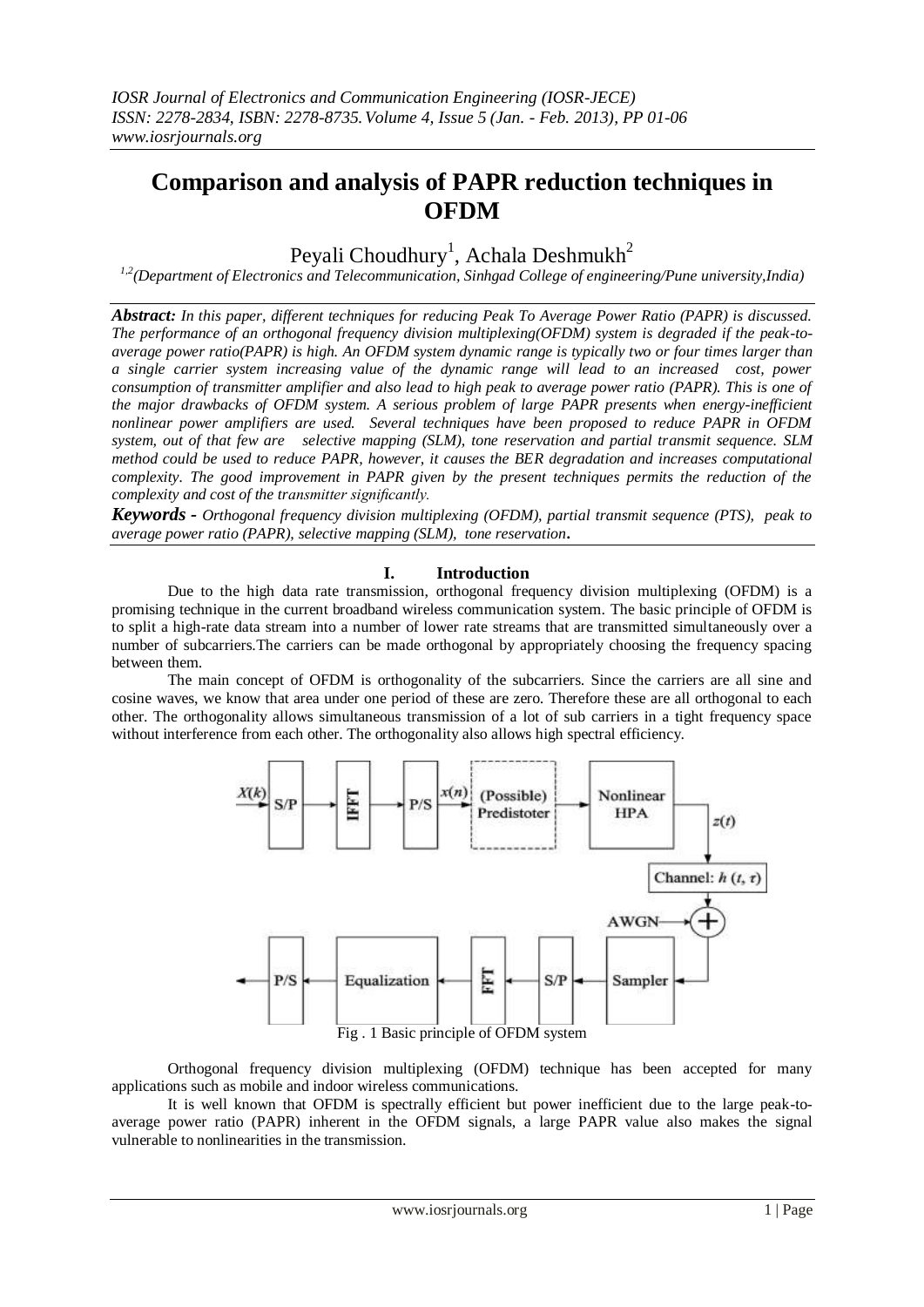# Comparison and analysis of PAPR reduction techniques in OFDM

Peyali Choudhury[1], Achala Deshmukh[2]

[1,2](Department of Electronics and Telecommunication, Sinhgad College of engineering/Pune university,India)

***Abstract:*** *In this paper, different techniques for reducing Peak To Average Power Ratio (PAPR) is discussed. The performance of an orthogonal frequency division multiplexing(OFDM) system is degraded if the peak-to-average power ratio(PAPR) is high. An OFDM system dynamic range is typically two or four times larger than a single carrier system increasing value of the dynamic range will lead to an increased cost, power consumption of transmitter amplifier and also lead to high peak to average power ratio (PAPR). This is one of the major drawbacks of OFDM system. A serious problem of large PAPR presents when energy-inefficient nonlinear power amplifiers are used. Several techniques have been proposed to reduce PAPR in OFDM system, out of that few are selective mapping (SLM), tone reservation and partial transmit sequence. SLM method could be used to reduce PAPR, however, it causes the BER degradation and increases computational complexity. The good improvement in PAPR given by the present techniques permits the reduction of the complexity and cost of the transmitter significantly.*

***Keywords -*** *Orthogonal frequency division multiplexing (OFDM), partial transmit sequence (PTS), peak to average power ratio (PAPR), selective mapping (SLM), tone reservation***.**

## I. Introduction

Due to the high data rate transmission, orthogonal frequency division multiplexing (OFDM) is a promising technique in the current broadband wireless communication system. The basic principle of OFDM is to split a high-rate data stream into a number of lower rate streams that are transmitted simultaneously over a number of subcarriers.The carriers can be made orthogonal by appropriately choosing the frequency spacing between them.

The main concept of OFDM is orthogonality of the subcarriers. Since the carriers are all sine and cosine waves, we know that area under one period of these are zero. Therefore these are all orthogonal to each other. The orthogonality allows simultaneous transmission of a lot of sub carriers in a tight frequency space without interference from each other. The orthogonality also allows high spectral efficiency.

Fig . 1 Basic principle of OFDM system

Orthogonal frequency division multiplexing (OFDM) technique has been accepted for many applications such as mobile and indoor wireless communications.

It is well known that OFDM is spectrally efficient but power inefficient due to the large peak-to-average power ratio (PAPR) inherent in the OFDM signals, a large PAPR value also makes the signal vulnerable to nonlinearities in the transmission.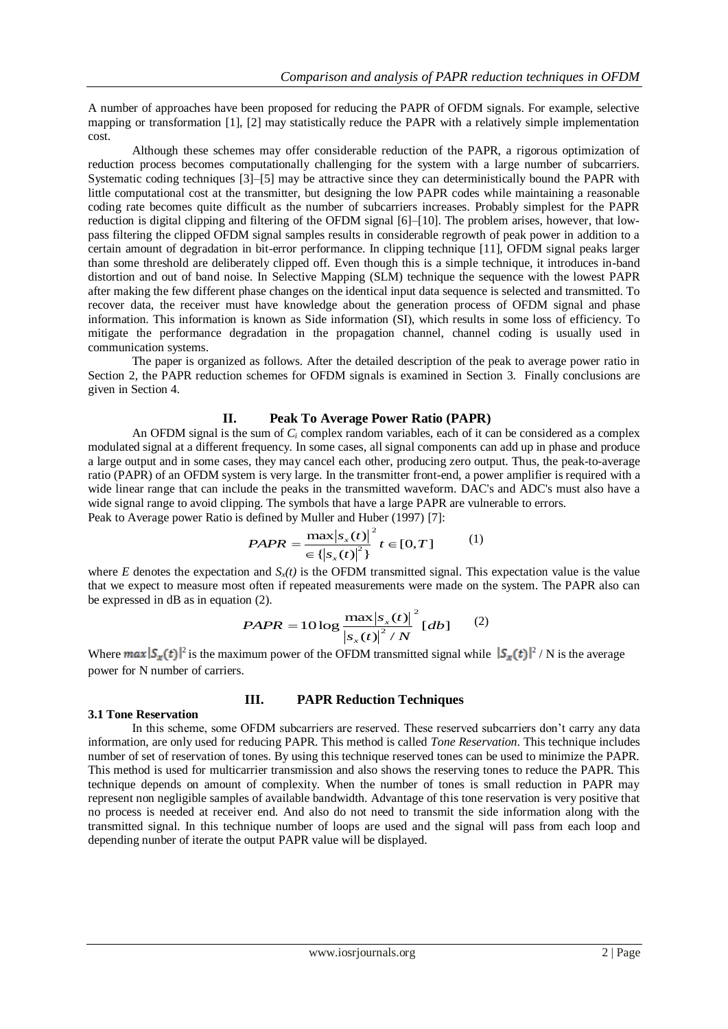A number of approaches have been proposed for reducing the PAPR of OFDM signals. For example, selective mapping or transformation [1], [2] may statistically reduce the PAPR with a relatively simple implementation cost.

Although these schemes may offer considerable reduction of the PAPR, a rigorous optimization of reduction process becomes computationally challenging for the system with a large number of subcarriers. Systematic coding techniques [3]–[5] may be attractive since they can deterministically bound the PAPR with little computational cost at the transmitter, but designing the low PAPR codes while maintaining a reasonable coding rate becomes quite difficult as the number of subcarriers increases. Probably simplest for the PAPR reduction is digital clipping and filtering of the OFDM signal [6]–[10]. The problem arises, however, that low-pass filtering the clipped OFDM signal samples results in considerable regrowth of peak power in addition to a certain amount of degradation in bit-error performance. In clipping technique [11], OFDM signal peaks larger than some threshold are deliberately clipped off. Even though this is a simple technique, it introduces in-band distortion and out of band noise. In Selective Mapping (SLM) technique the sequence with the lowest PAPR after making the few different phase changes on the identical input data sequence is selected and transmitted. To recover data, the receiver must have knowledge about the generation process of OFDM signal and phase information. This information is known as Side information (SI), which results in some loss of efficiency. To mitigate the performance degradation in the propagation channel, channel coding is usually used in communication systems.

The paper is organized as follows. After the detailed description of the peak to average power ratio in Section 2, the PAPR reduction schemes for OFDM signals is examined in Section 3. Finally conclusions are given in Section 4.

## II. Peak To Average Power Ratio (PAPR)

An OFDM signal is the sum of $C_i$ complex random variables, each of it can be considered as a complex modulated signal at a different frequency. In some cases, all signal components can add up in phase and produce a large output and in some cases, they may cancel each other, producing zero output. Thus, the peak-to-average ratio (PAPR) of an OFDM system is very large. In the transmitter front-end, a power amplifier is required with a wide linear range that can include the peaks in the transmitted waveform. DAC's and ADC's must also have a wide signal range to avoid clipping. The symbols that have a large PAPR are vulnerable to errors.

Peak to Average power Ratio is defined by Muller and Huber (1997) [7]:

$$PAPR = \frac{\max|s_x(t)|^2}{\in\{|s_x(t)|^2\}} \; t \in [0,T] \qquad (1)$$

where $E$ denotes the expectation and $S_x(t)$ is the OFDM transmitted signal. This expectation value is the value that we expect to measure most often if repeated measurements were made on the system. The PAPR also can be expressed in dB as in equation (2).

$$PAPR = 10\log\frac{\max|s_x(t)|^2}{|s_x(t)|^2 / N} \; [db] \qquad (2)$$

Where $\max|S_x(t)|^2$ is the maximum power of the OFDM transmitted signal while $|S_x(t)|^2$ / N is the average power for N number of carriers.

## III. PAPR Reduction Techniques

### 3.1 Tone Reservation

In this scheme, some OFDM subcarriers are reserved. These reserved subcarriers don't carry any data information, are only used for reducing PAPR. This method is called *Tone Reservation*. This technique includes number of set of reservation of tones. By using this technique reserved tones can be used to minimize the PAPR. This method is used for multicarrier transmission and also shows the reserving tones to reduce the PAPR. This technique depends on amount of complexity. When the number of tones is small reduction in PAPR may represent non negligible samples of available bandwidth. Advantage of this tone reservation is very positive that no process is needed at receiver end. And also do not need to transmit the side information along with the transmitted signal. In this technique number of loops are used and the signal will pass from each loop and depending nunber of iterate the output PAPR value will be displayed.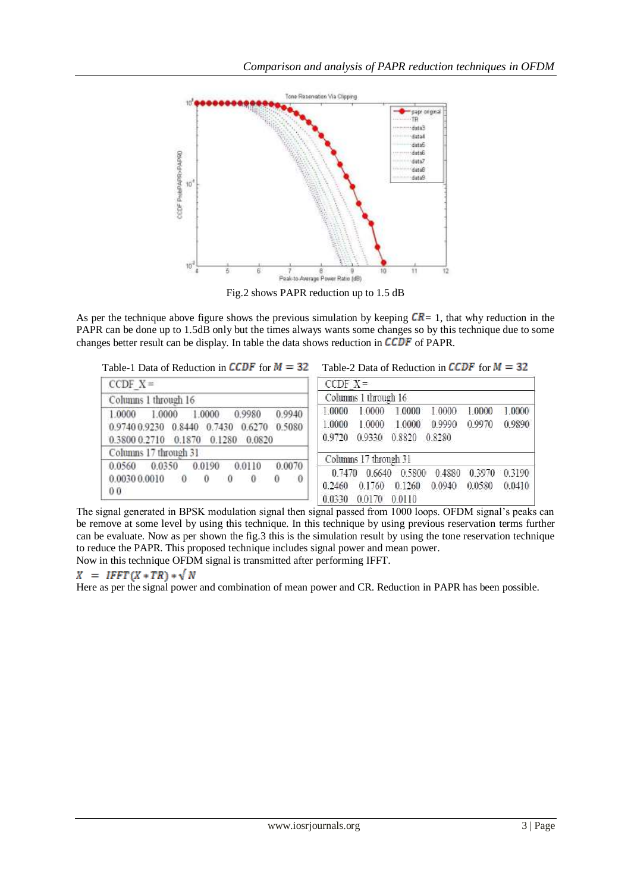Fig.2 shows PAPR reduction up to 1.5 dB

As per the technique above figure shows the previous simulation by keeping $CR$= 1, that why reduction in the PAPR can be done up to 1.5dB only but the times always wants some changes so by this technique due to some changes better result can be display. In table the data shows reduction in $CCDF$ of PAPR.

Table-1 Data of Reduction in $CCDF$ for $M = 32$

| CCDF_X = |
|---|
| Columns 1 through 16 |
| 1.0000 1.0000 1.0000 0.9980 0.9940 0.9740 0.9230 0.8440 0.7430 0.6270 0.5080 0.3800 0.2710 0.1870 0.1280 0.0820 |
| Columns 17 through 31 |
| 0.0560 0.0350 0.0190 0.0110 0.0070 0.0030 0.0010 0 0 0 0 0 0 0 0 |

Table-2 Data of Reduction in $CCDF$ for $M = 32$

| CCDF_X = |
|---|
| Columns 1 through 16 |
| 1.0000 1.0000 1.0000 1.0000 1.0000 1.0000 1.0000 1.0000 1.0000 0.9990 0.9970 0.9890 0.9720 0.9330 0.8820 0.8280 |
| Columns 17 through 31 |
| 0.7470 0.6640 0.5800 0.4880 0.3970 0.3190 0.2460 0.1760 0.1260 0.0940 0.0580 0.0410 0.0330 0.0170 0.0110 |

The signal generated in BPSK modulation signal then signal passed from 1000 loops. OFDM signal's peaks can be remove at some level by using this technique. In this technique by using previous reservation terms further can be evaluate. Now as per shown the fig.3 this is the simulation result by using the tone reservation technique to reduce the PAPR. This proposed technique includes signal power and mean power.

Now in this technique OFDM signal is transmitted after performing IFFT.

$$X = IFFT(X * TR) * \sqrt{N}$$

Here as per the signal power and combination of mean power and CR. Reduction in PAPR has been possible.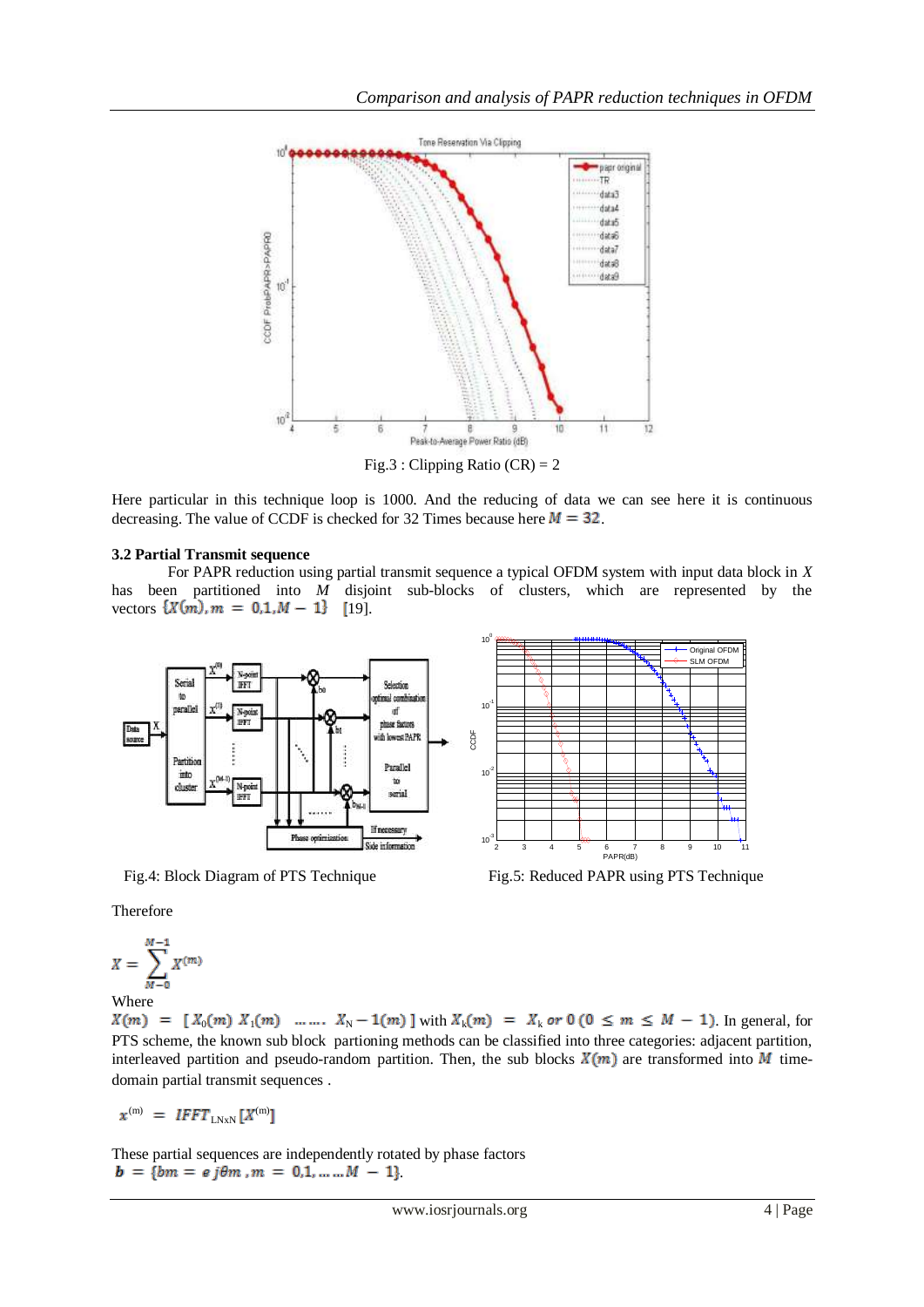Fig.3 : Clipping Ratio (CR) = 2

Here particular in this technique loop is 1000. And the reducing of data we can see here it is continuous decreasing. The value of CCDF is checked for 32 Times because here $M = 32$.

### 3.2 Partial Transmit sequence

For PAPR reduction using partial transmit sequence a typical OFDM system with input data block in $X$ has been partitioned into $M$ disjoint sub-blocks of clusters, which are represented by the vectors $\{X(m), m = 0,1, M-1\}$ [19].

Fig.4: Block Diagram of PTS Technique

Fig.5: Reduced PAPR using PTS Technique

Therefore

$$X = \sum_{M=0}^{M-1} X^{(m)}$$

Where

$X(m) = [X_0(m)\ X_1(m)\ \ldots\ldots\ X_N - 1(m)]$ with $X_k(m) = X_k$ *or* $0\ (0 \leq m \leq M-1)$. In general, for PTS scheme, the known sub block partioning methods can be classified into three categories: adjacent partition, interleaved partition and pseudo-random partition. Then, the sub blocks $X(m)$ are transformed into $M$ time-domain partial transmit sequences .

$$x^{(m)} = IFFT_{LN\times N}[X^{(m)}]$$

These partial sequences are independently rotated by phase factors
$b = \{bm = e\, j\theta m\ , m = 0,1, \ldots\ldots M-1\}$.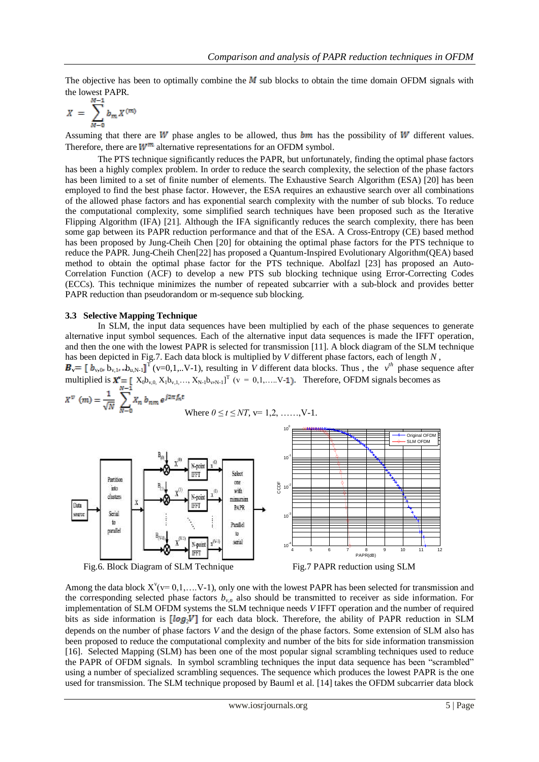The objective has been to optimally combine the $M$ sub blocks to obtain the time domain OFDM signals with the lowest PAPR.

$$X = \sum_{M=0}^{M-1} b_m X^{(m)}$$

Assuming that there are $W$ phase angles to be allowed, thus $bm$ has the possibility of $W$ different values. Therefore, there are $W^m$ alternative representations for an OFDM symbol.

The PTS technique significantly reduces the PAPR, but unfortunately, finding the optimal phase factors has been a highly complex problem. In order to reduce the search complexity, the selection of the phase factors has been limited to a set of finite number of elements. The Exhaustive Search Algorithm (ESA) [20] has been employed to find the best phase factor. However, the ESA requires an exhaustive search over all combinations of the allowed phase factors and has exponential search complexity with the number of sub blocks. To reduce the computational complexity, some simplified search techniques have been proposed such as the Iterative Flipping Algorithm (IFA) [21]. Although the IFA significantly reduces the search complexity, there has been some gap between its PAPR reduction performance and that of the ESA. A Cross-Entropy (CE) based method has been proposed by Jung-Cheih Chen [20] for obtaining the optimal phase factors for the PTS technique to reduce the PAPR. Jung-Cheih Chen[22] has proposed a Quantum-Inspired Evolutionary Algorithm(QEA) based method to obtain the optimal phase factor for the PTS technique. Abolfazl [23] has proposed an Auto-Correlation Function (ACF) to develop a new PTS sub blocking technique using Error-Correcting Codes (ECCs). This technique minimizes the number of repeated subcarrier with a sub-block and provides better PAPR reduction than pseudorandom or m-sequence sub blocking.

### 3.3 Selective Mapping Technique

In SLM, the input data sequences have been multiplied by each of the phase sequences to generate alternative input symbol sequences. Each of the alternative input data sequences is made the IFFT operation, and then the one with the lowest PAPR is selected for transmission [11]. A block diagram of the SLM technique has been depicted in Fig.7. Each data block is multiplied by $V$ different phase factors, each of length $N$, $B_v = [b_{v,0}, b_{v,1}, .. b_{u,N-1}]^T$ (v=0,1,..V-1), resulting in $V$ different data blocks. Thus, the $v^{th}$ phase sequence after multiplied is $X^v = [X_0 b_{v,0}, X_1 b_{v,1}, \ldots, X_{N-1} b_{v,N-1}]^T$ (v = 0,1,.....V-1). Therefore, OFDM signals becomes as

$$x^v(m) = \frac{1}{\sqrt{N}} \sum_{N=0}^{N-1} X_n b_{nm} e^{j2\pi f_n t}$$

Where $0 \le t \le NT$, v= 1,2, ......,V-1.

Fig.6. Block Diagram of SLM Technique

Fig.7 PAPR reduction using SLM

Among the data block $X^V$(v= 0,1,....V-1), only one with the lowest PAPR has been selected for transmission and the corresponding selected phase factors $b_{v,n}$ also should be transmitted to receiver as side information. For implementation of SLM OFDM systems the SLM technique needs $V$ IFFT operation and the number of required bits as side information is $[log_2 V]$ for each data block. Therefore, the ability of PAPR reduction in SLM depends on the number of phase factors $V$ and the design of the phase factors. Some extension of SLM also has been proposed to reduce the computational complexity and number of the bits for side information transmission [16]. Selected Mapping (SLM) has been one of the most popular signal scrambling techniques used to reduce the PAPR of OFDM signals. In symbol scrambling techniques the input data sequence has been "scrambled" using a number of specialized scrambling sequences. The sequence which produces the lowest PAPR is the one used for transmission. The SLM technique proposed by Bauml et al. [14] takes the OFDM subcarrier data block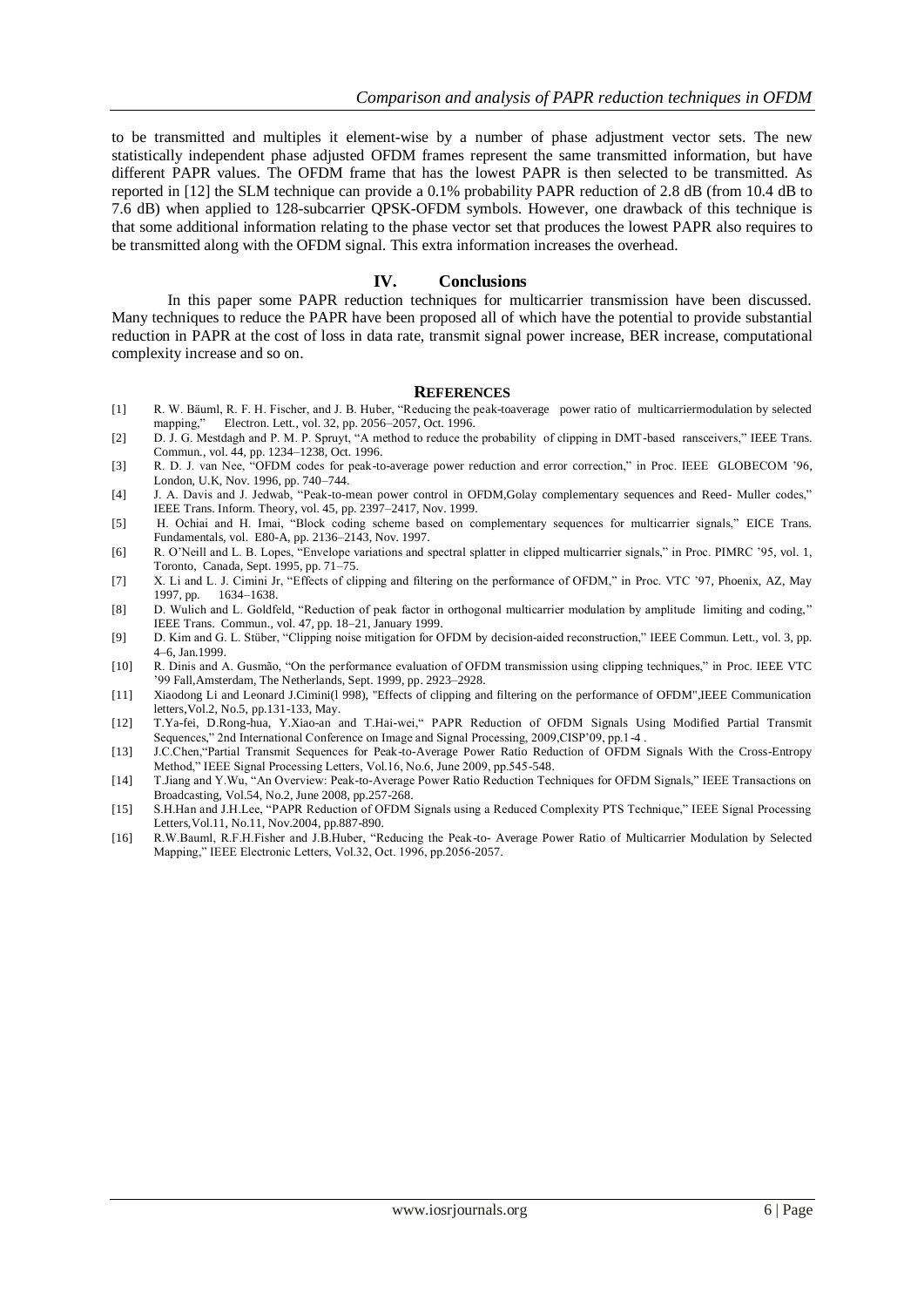to be transmitted and multiples it element-wise by a number of phase adjustment vector sets. The new statistically independent phase adjusted OFDM frames represent the same transmitted information, but have different PAPR values. The OFDM frame that has the lowest PAPR is then selected to be transmitted. As reported in [12] the SLM technique can provide a 0.1% probability PAPR reduction of 2.8 dB (from 10.4 dB to 7.6 dB) when applied to 128-subcarrier QPSK-OFDM symbols. However, one drawback of this technique is that some additional information relating to the phase vector set that produces the lowest PAPR also requires to be transmitted along with the OFDM signal. This extra information increases the overhead.

## IV. Conclusions

In this paper some PAPR reduction techniques for multicarrier transmission have been discussed. Many techniques to reduce the PAPR have been proposed all of which have the potential to provide substantial reduction in PAPR at the cost of loss in data rate, transmit signal power increase, BER increase, computational complexity increase and so on.

## REFERENCES

[1] R. W. Bäuml, R. F. H. Fischer, and J. B. Huber, "Reducing the peak-toaverage power ratio of multicarriermodulation by selected mapping," Electron. Lett., vol. 32, pp. 2056–2057, Oct. 1996.

[2] D. J. G. Mestdagh and P. M. P. Spruyt, "A method to reduce the probability of clipping in DMT-based ransceivers," IEEE Trans. Commun., vol. 44, pp. 1234–1238, Oct. 1996.

[3] R. D. J. van Nee, "OFDM codes for peak-to-average power reduction and error correction," in Proc. IEEE GLOBECOM '96, London, U.K, Nov. 1996, pp. 740–744.

[4] J. A. Davis and J. Jedwab, "Peak-to-mean power control in OFDM,Golay complementary sequences and Reed- Muller codes," IEEE Trans. Inform. Theory, vol. 45, pp. 2397–2417, Nov. 1999.

[5] H. Ochiai and H. Imai, "Block coding scheme based on complementary sequences for multicarrier signals," EICE Trans. Fundamentals, vol. E80-A, pp. 2136–2143, Nov. 1997.

[6] R. O'Neill and L. B. Lopes, "Envelope variations and spectral splatter in clipped multicarrier signals," in Proc. PIMRC '95, vol. 1, Toronto, Canada, Sept. 1995, pp. 71–75.

[7] X. Li and L. J. Cimini Jr, "Effects of clipping and filtering on the performance of OFDM," in Proc. VTC '97, Phoenix, AZ, May 1997, pp. 1634–1638.

[8] D. Wulich and L. Goldfeld, "Reduction of peak factor in orthogonal multicarrier modulation by amplitude limiting and coding," IEEE Trans. Commun., vol. 47, pp. 18–21, January 1999.

[9] D. Kim and G. L. Stüber, "Clipping noise mitigation for OFDM by decision-aided reconstruction," IEEE Commun. Lett., vol. 3, pp. 4–6, Jan.1999.

[10] R. Dinis and A. Gusmão, "On the performance evaluation of OFDM transmission using clipping techniques," in Proc. IEEE VTC '99 Fall,Amsterdam, The Netherlands, Sept. 1999, pp. 2923–2928.

[11] Xiaodong Li and Leonard J.Cimini(l 998), "Effects of clipping and filtering on the performance of OFDM",IEEE Communication letters,Vol.2, No.5, pp.131-133, May.

[12] T.Ya-fei, D.Rong-hua, Y.Xiao-an and T.Hai-wei," PAPR Reduction of OFDM Signals Using Modified Partial Transmit Sequences," 2nd International Conference on Image and Signal Processing, 2009,CISP'09, pp.1-4 .

[13] J.C.Chen,"Partial Transmit Sequences for Peak-to-Average Power Ratio Reduction of OFDM Signals With the Cross-Entropy Method," IEEE Signal Processing Letters, Vol.16, No.6, June 2009, pp.545-548.

[14] T.Jiang and Y.Wu, "An Overview: Peak-to-Average Power Ratio Reduction Techniques for OFDM Signals," IEEE Transactions on Broadcasting, Vol.54, No.2, June 2008, pp.257-268.

[15] S.H.Han and J.H.Lee, "PAPR Reduction of OFDM Signals using a Reduced Complexity PTS Technique," IEEE Signal Processing Letters,Vol.11, No.11, Nov.2004, pp.887-890.

[16] R.W.Bauml, R.F.H.Fisher and J.B.Huber, "Reducing the Peak-to- Average Power Ratio of Multicarrier Modulation by Selected Mapping," IEEE Electronic Letters, Vol.32, Oct. 1996, pp.2056-2057.